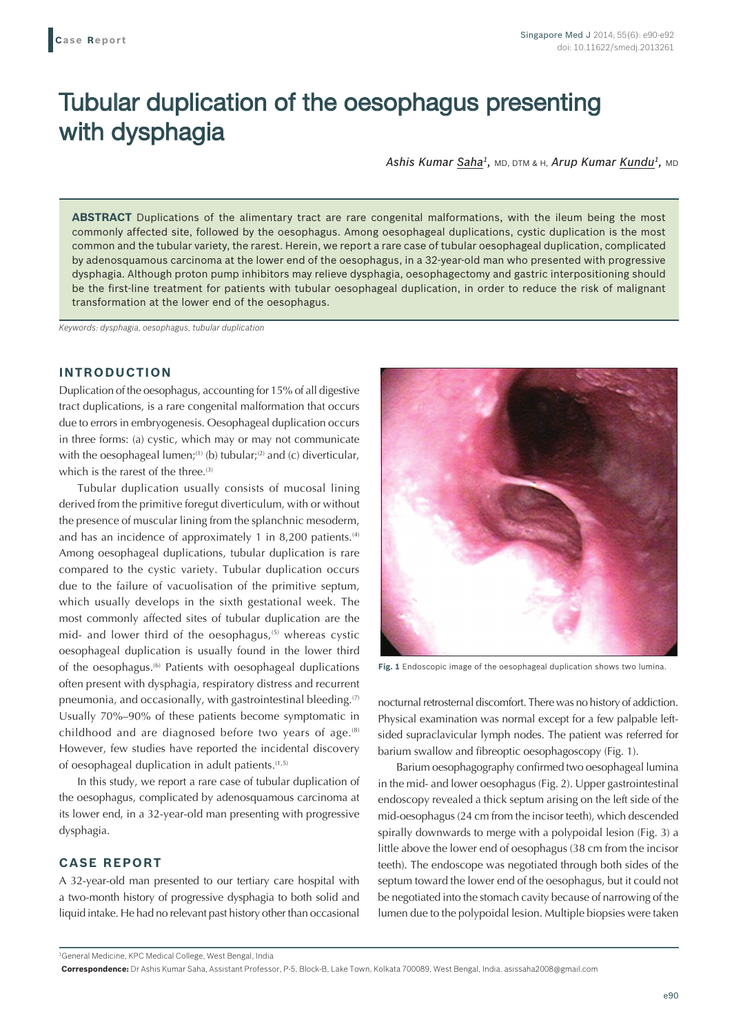Case Report

# Tubular duplication of the oesophagus presenting with dysphagia

*Ashis Kumar Saha[1], MD, DTM & H, Arup Kumar Kundu[1], MD*

**ABSTRACT** Duplications of the alimentary tract are rare congenital malformations, with the ileum being the most commonly affected site, followed by the oesophagus. Among oesophageal duplications, cystic duplication is the most common and the tubular variety, the rarest. Herein, we report a rare case of tubular oesophageal duplication, complicated by adenosquamous carcinoma at the lower end of the oesophagus, in a 32-year-old man who presented with progressive dysphagia. Although proton pump inhibitors may relieve dysphagia, oesophagectomy and gastric interpositioning should be the first-line treatment for patients with tubular oesophageal duplication, in order to reduce the risk of malignant transformation at the lower end of the oesophagus.

*Keywords: dysphagia, oesophagus, tubular duplication*

## INTRODUCTION

Duplication of the oesophagus, accounting for 15% of all digestive tract duplications, is a rare congenital malformation that occurs due to errors in embryogenesis. Oesophageal duplication occurs in three forms: (a) cystic, which may or may not communicate with the oesophageal lumen;[1] (b) tubular;[2] and (c) diverticular, which is the rarest of the three.[3]

Tubular duplication usually consists of mucosal lining derived from the primitive foregut diverticulum, with or without the presence of muscular lining from the splanchnic mesoderm, and has an incidence of approximately 1 in 8,200 patients.[4] Among oesophageal duplications, tubular duplication is rare compared to the cystic variety. Tubular duplication occurs due to the failure of vacuolisation of the primitive septum, which usually develops in the sixth gestational week. The most commonly affected sites of tubular duplication are the mid- and lower third of the oesophagus,[5] whereas cystic oesophageal duplication is usually found in the lower third of the oesophagus.[6] Patients with oesophageal duplications often present with dysphagia, respiratory distress and recurrent pneumonia, and occasionally, with gastrointestinal bleeding.[7] Usually 70%–90% of these patients become symptomatic in childhood and are diagnosed before two years of age.[8] However, few studies have reported the incidental discovery of oesophageal duplication in adult patients.[1,5]

In this study, we report a rare case of tubular duplication of the oesophagus, complicated by adenosquamous carcinoma at its lower end, in a 32-year-old man presenting with progressive dysphagia.

## CASE REPORT

A 32-year-old man presented to our tertiary care hospital with a two-month history of progressive dysphagia to both solid and liquid intake. He had no relevant past history other than occasional nocturnal retrosternal discomfort. There was no history of addiction. Physical examination was normal except for a few palpable left-sided supraclavicular lymph nodes. The patient was referred for barium swallow and fibreoptic oesophagoscopy (Fig. 1).

**Fig. 1** Endoscopic image of the oesophageal duplication shows two lumina.

Barium oesophagography confirmed two oesophageal lumina in the mid- and lower oesophagus (Fig. 2). Upper gastrointestinal endoscopy revealed a thick septum arising on the left side of the mid-oesophagus (24 cm from the incisor teeth), which descended spirally downwards to merge with a polypoidal lesion (Fig. 3) a little above the lower end of oesophagus (38 cm from the incisor teeth). The endoscope was negotiated through both sides of the septum toward the lower end of the oesophagus, but it could not be negotiated into the stomach cavity because of narrowing of the lumen due to the polypoidal lesion. Multiple biopsies were taken

[1]General Medicine, KPC Medical College, West Bengal, India

**Correspondence:** Dr Ashis Kumar Saha, Assistant Professor, P-5, Block-B, Lake Town, Kolkata 700089, West Bengal, India. asissaha2008@gmail.com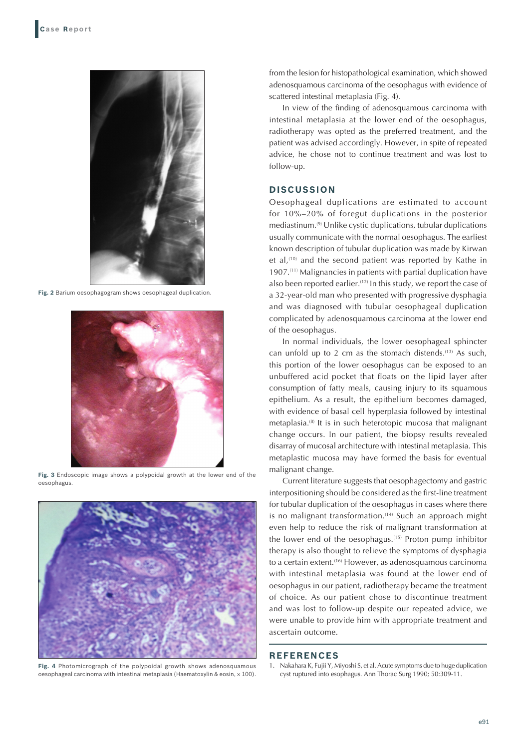Fig. 2 Barium oesophagogram shows oesophageal duplication.

Fig. 3 Endoscopic image shows a polypoidal growth at the lower end of the oesophagus.

Fig. 4 Photomicrograph of the polypoidal growth shows adenosquamous oesophageal carcinoma with intestinal metaplasia (Haematoxylin & eosin, × 100).

from the lesion for histopathological examination, which showed adenosquamous carcinoma of the oesophagus with evidence of scattered intestinal metaplasia (Fig. 4).

In view of the finding of adenosquamous carcinoma with intestinal metaplasia at the lower end of the oesophagus, radiotherapy was opted as the preferred treatment, and the patient was advised accordingly. However, in spite of repeated advice, he chose not to continue treatment and was lost to follow-up.

## DISCUSSION

Oesophageal duplications are estimated to account for 10%–20% of foregut duplications in the posterior mediastinum.[9] Unlike cystic duplications, tubular duplications usually communicate with the normal oesophagus. The earliest known description of tubular duplication was made by Kirwan et al,[10] and the second patient was reported by Kathe in 1907.[11] Malignancies in patients with partial duplication have also been reported earlier.[12] In this study, we report the case of a 32-year-old man who presented with progressive dysphagia and was diagnosed with tubular oesophageal duplication complicated by adenosquamous carcinoma at the lower end of the oesophagus.

In normal individuals, the lower oesophageal sphincter can unfold up to 2 cm as the stomach distends.[13] As such, this portion of the lower oesophagus can be exposed to an unbuffered acid pocket that floats on the lipid layer after consumption of fatty meals, causing injury to its squamous epithelium. As a result, the epithelium becomes damaged, with evidence of basal cell hyperplasia followed by intestinal metaplasia.[8] It is in such heterotopic mucosa that malignant change occurs. In our patient, the biopsy results revealed disarray of mucosal architecture with intestinal metaplasia. This metaplastic mucosa may have formed the basis for eventual malignant change.

Current literature suggests that oesophagectomy and gastric interpositioning should be considered as the first-line treatment for tubular duplication of the oesophagus in cases where there is no malignant transformation.[14] Such an approach might even help to reduce the risk of malignant transformation at the lower end of the oesophagus.[15] Proton pump inhibitor therapy is also thought to relieve the symptoms of dysphagia to a certain extent.[16] However, as adenosquamous carcinoma with intestinal metaplasia was found at the lower end of oesophagus in our patient, radiotherapy became the treatment of choice. As our patient chose to discontinue treatment and was lost to follow-up despite our repeated advice, we were unable to provide him with appropriate treatment and ascertain outcome.

## REFERENCES

1. Nakahara K, Fujii Y, Miyoshi S, et al. Acute symptoms due to huge duplication cyst ruptured into esophagus. Ann Thorac Surg 1990; 50:309-11.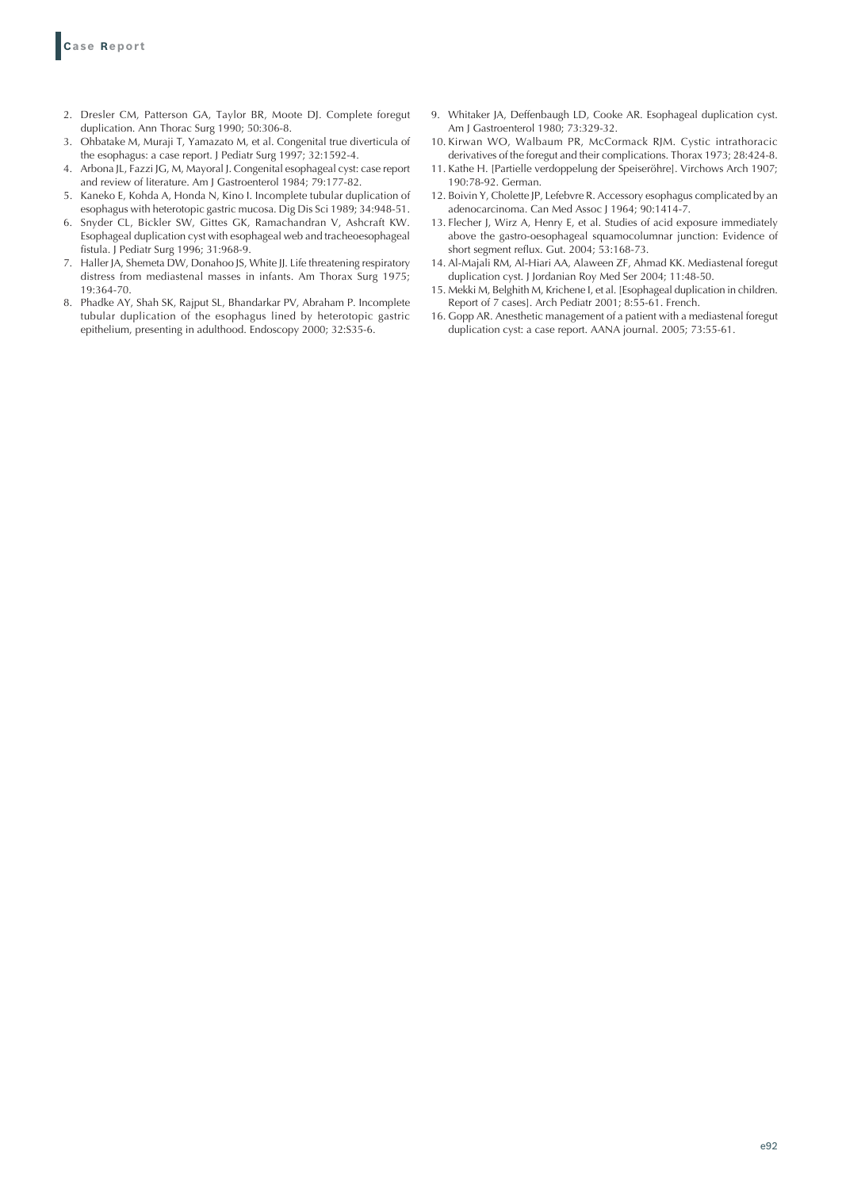2. Dresler CM, Patterson GA, Taylor BR, Moote DJ. Complete foregut duplication. Ann Thorac Surg 1990; 50:306-8.
3. Ohbatake M, Muraji T, Yamazato M, et al. Congenital true diverticula of the esophagus: a case report. J Pediatr Surg 1997; 32:1592-4.
4. Arbona JL, Fazzi JG, M, Mayoral J. Congenital esophageal cyst: case report and review of literature. Am J Gastroenterol 1984; 79:177-82.
5. Kaneko E, Kohda A, Honda N, Kino I. Incomplete tubular duplication of esophagus with heterotopic gastric mucosa. Dig Dis Sci 1989; 34:948-51.
6. Snyder CL, Bickler SW, Gittes GK, Ramachandran V, Ashcraft KW. Esophageal duplication cyst with esophageal web and tracheoesophageal fistula. J Pediatr Surg 1996; 31:968-9.
7. Haller JA, Shemeta DW, Donahoo JS, White JJ. Life threatening respiratory distress from mediastenal masses in infants. Am Thorax Surg 1975; 19:364-70.
8. Phadke AY, Shah SK, Rajput SL, Bhandarkar PV, Abraham P. Incomplete tubular duplication of the esophagus lined by heterotopic gastric epithelium, presenting in adulthood. Endoscopy 2000; 32:S35-6.
9. Whitaker JA, Deffenbaugh LD, Cooke AR. Esophageal duplication cyst. Am J Gastroenterol 1980; 73:329-32.
10. Kirwan WO, Walbaum PR, McCormack RJM. Cystic intrathoracic derivatives of the foregut and their complications. Thorax 1973; 28:424-8.
11. Kathe H. [Partielle verdoppelung der Speiseröhre]. Virchows Arch 1907; 190:78-92. German.
12. Boivin Y, Cholette JP, Lefebvre R. Accessory esophagus complicated by an adenocarcinoma. Can Med Assoc J 1964; 90:1414-7.
13. Flecher J, Wirz A, Henry E, et al. Studies of acid exposure immediately above the gastro-oesophageal squamocolumnar junction: Evidence of short segment reflux. Gut. 2004; 53:168-73.
14. Al-Majali RM, Al-Hiari AA, Alaween ZF, Ahmad KK. Mediastenal foregut duplication cyst. J Jordanian Roy Med Ser 2004; 11:48-50.
15. Mekki M, Belghith M, Krichene I, et al. [Esophageal duplication in children. Report of 7 cases]. Arch Pediatr 2001; 8:55-61. French.
16. Gopp AR. Anesthetic management of a patient with a mediastenal foregut duplication cyst: a case report. AANA journal. 2005; 73:55-61.